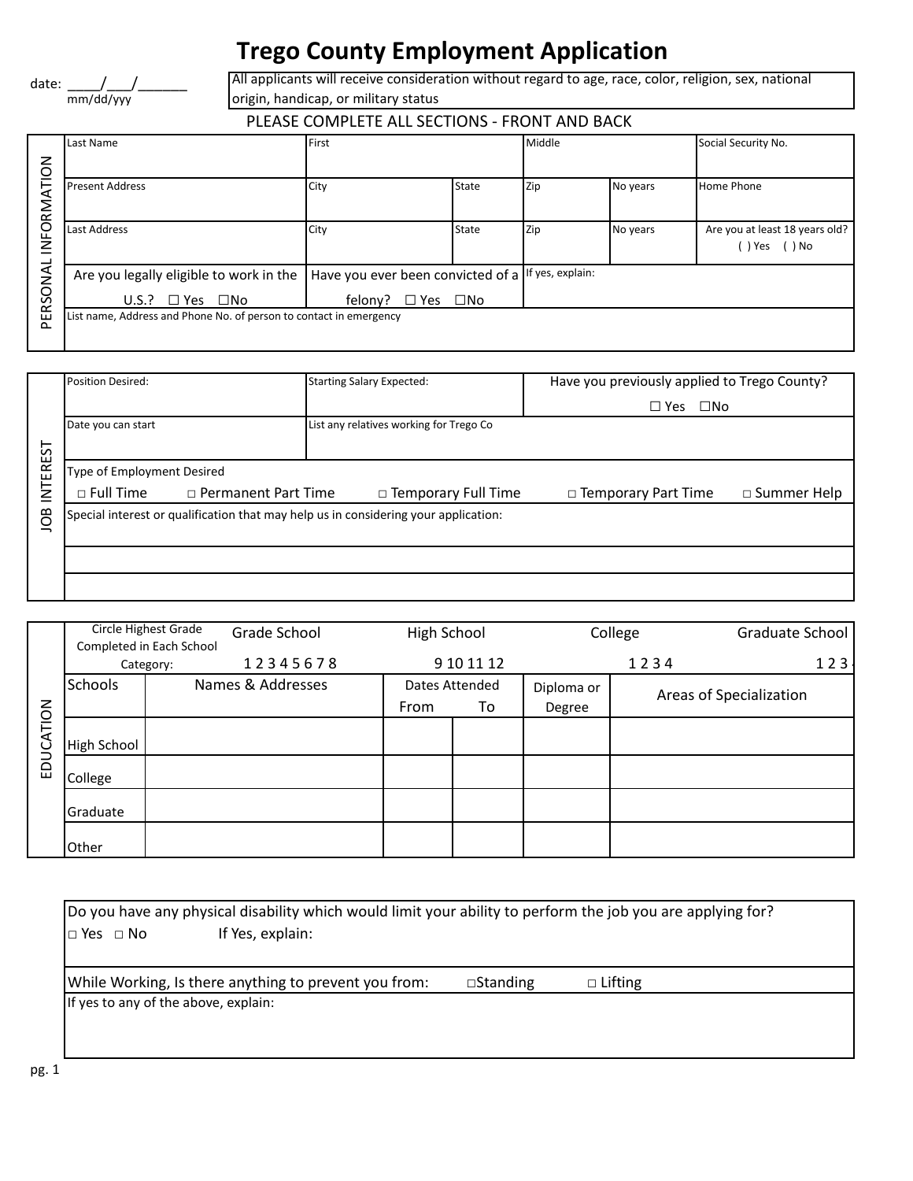# Trego County Employment Application

date: ____/___/______
mm/dd/yyy

All applicants will receive consideration without regard to age, race, color, religion, sex, national origin, handicap, or military status

PLEASE COMPLETE ALL SECTIONS - FRONT AND BACK

## PERSONAL INFORMATION

| Last Name | First | | Middle | | Social Security No. |
|---|---|---|---|---|---|
| Present Address | City | State | Zip | No years | Home Phone |
| Last Address | City | State | Zip | No years | Are you at least 18 years old? ( ) Yes ( ) No |
| Are you legally eligible to work in the U.S.? ☐ Yes ☐No | Have you ever been convicted of a felony? ☐ Yes ☐No | | If yes, explain: | | |
| List name, Address and Phone No. of person to contact in emergency | | | | | |

## JOB INTEREST

| Position Desired: | Starting Salary Expected: | Have you previously applied to Trego County? ☐ Yes ☐No |
|---|---|---|
| Date you can start | List any relatives working for Trego Co | |

Type of Employment Desired

□ Full Time □ Permanent Part Time □ Temporary Full Time □ Temporary Part Time □ Summer Help

Special interest or qualification that may help us in considering your application:

## EDUCATION

| Circle Highest Grade Completed in Each School Category: | Grade School 1 2 3 4 5 6 7 8 | High School 9 10 11 12 | College 1 2 3 4 | Graduate School 1 2 3 4 |
|---|---|---|---|---|

| Schools | Names & Addresses | Dates Attended From | To | Diploma or Degree | Areas of Specialization |
|---|---|---|---|---|---|
| High School | | | | | |
| College | | | | | |
| Graduate | | | | | |
| Other | | | | | |

Do you have any physical disability which would limit your ability to perform the job you are applying for?

□ Yes □ No If Yes, explain:

While Working, Is there anything to prevent you from: □Standing □ Lifting

If yes to any of the above, explain: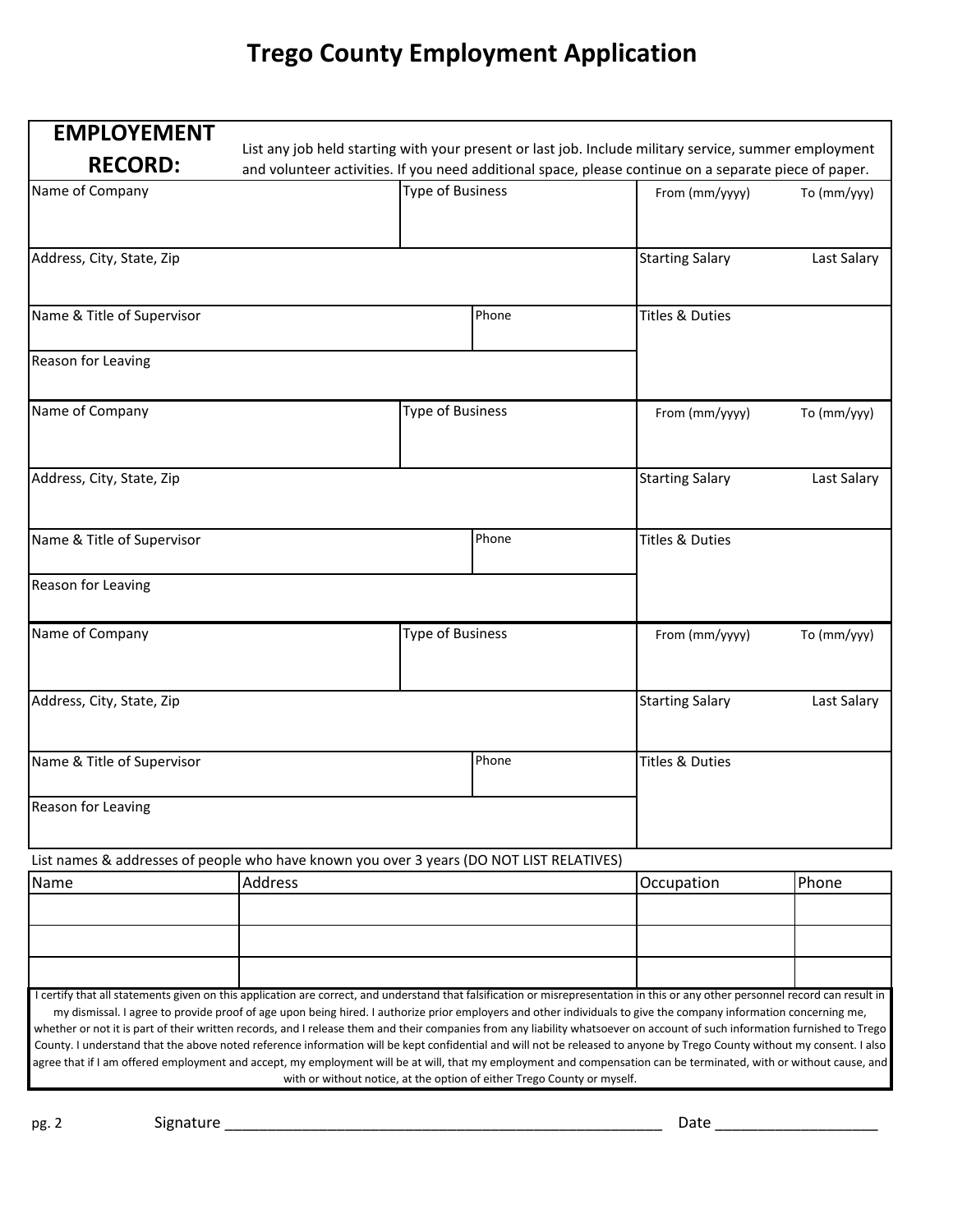# Trego County Employment Application

**EMPLOYEMENT RECORD:** List any job held starting with your present or last job. Include military service, summer employment and volunteer activities. If you need additional space, please continue on a separate piece of paper.

| | | | |
|---|---|---|---|
| Name of Company | Type of Business | | From (mm/yyyy) To (mm/yyy) |
| Address, City, State, Zip | | | Starting Salary Last Salary |
| Name & Title of Supervisor | | Phone | Titles & Duties |
| Reason for Leaving | | | |

| | | | |
|---|---|---|---|
| Name of Company | Type of Business | | From (mm/yyyy) To (mm/yyy) |
| Address, City, State, Zip | | | Starting Salary Last Salary |
| Name & Title of Supervisor | | Phone | Titles & Duties |
| Reason for Leaving | | | |

| | | | |
|---|---|---|---|
| Name of Company | Type of Business | | From (mm/yyyy) To (mm/yyy) |
| Address, City, State, Zip | | | Starting Salary Last Salary |
| Name & Title of Supervisor | | Phone | Titles & Duties |
| Reason for Leaving | | | |

List names & addresses of people who have known you over 3 years (DO NOT LIST RELATIVES)

| Name | Address | Occupation | Phone |
|---|---|---|---|
| | | | |
| | | | |
| | | | |

I certify that all statements given on this application are correct, and understand that falsification or misrepresentation in this or any other personnel record can result in my dismissal. I agree to provide proof of age upon being hired. I authorize prior employers and other individuals to give the company information concerning me, whether or not it is part of their written records, and I release them and their companies from any liability whatsoever on account of such information furnished to Trego County. I understand that the above noted reference information will be kept confidential and will not be released to anyone by Trego County without my consent. I also agree that if I am offered employment and accept, my employment will be at will, that my employment and compensation can be terminated, with or without cause, and with or without notice, at the option of either Trego County or myself.

Signature ____________________________________________________ Date ___________________